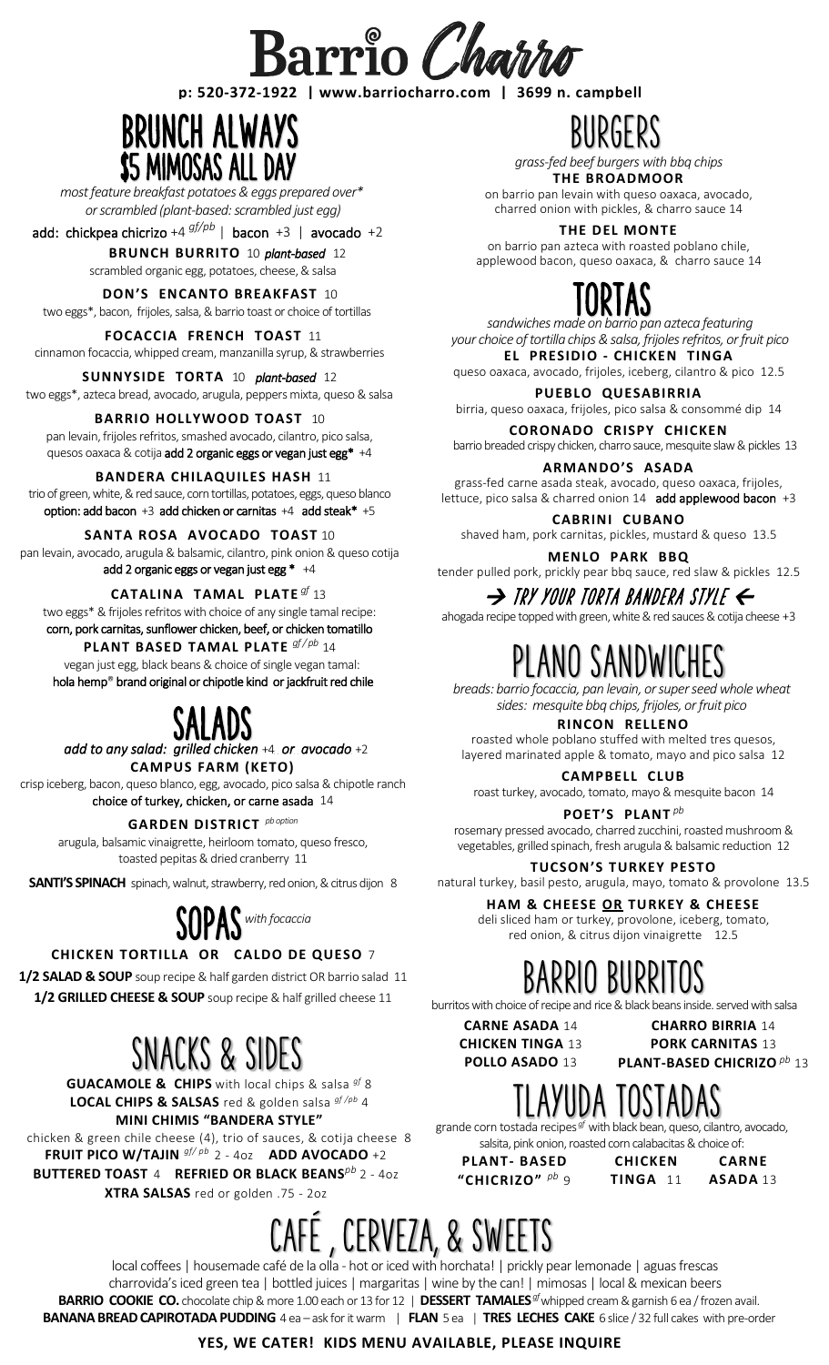# Barrio Charro

**p: 520-372-1922 | www.barriocharro.com | 3699 n. campbell**

## BRUNCH ALWAYS
## $5 MIMOSAS ALL DAY

*most feature breakfast potatoes & eggs prepared over\* or scrambled (plant-based: scrambled just egg)*

**add: chickpea chicrizo** +4 *gf/pb* | **bacon** +3 | **avocado** +2

**BRUNCH BURRITO** 10 ***plant-based*** 12
scrambled organic egg, potatoes, cheese, & salsa

**DON'S ENCANTO BREAKFAST** 10
two eggs*, bacon, frijoles, salsa, & barrio toast or choice of tortillas

**FOCACCIA FRENCH TOAST** 11
cinnamon focaccia, whipped cream, manzanilla syrup, & strawberries

**SUNNYSIDE TORTA** 10 ***plant-based*** 12
two eggs*, azteca bread, avocado, arugula, peppers mixta, queso & salsa

**BARRIO HOLLYWOOD TOAST** 10
pan levain, frijoles refritos, smashed avocado, cilantro, pico salsa, quesos oaxaca & cotija **add 2 organic eggs or vegan just egg\*** +4

**BANDERA CHILAQUILES HASH** 11
trio of green, white, & red sauce, corn tortillas, potatoes, eggs, queso blanco
**option: add bacon** +3 **add chicken or carnitas** +4 **add steak\*** +5

**SANTA ROSA AVOCADO TOAST** 10
pan levain, avocado, arugula & balsamic, cilantro, pink onion & queso cotija
**add 2 organic eggs or vegan just egg \*** +4

**CATALINA TAMAL PLATE** *gf* 13
two eggs* & frijoles refritos with choice of any single tamal recipe:
**corn, pork carnitas, sunflower chicken, beef, or chicken tomatillo**

**PLANT BASED TAMAL PLATE** *gf/pb* 14
vegan just egg, black beans & choice of single vegan tamal:
**hola hemp® brand original or chipotle kind or jackfruit red chile**

## SALADS

***add to any salad: grilled chicken** +4 **or avocado** +2*

**CAMPUS FARM (KETO)**
crisp iceberg, bacon, queso blanco, egg, avocado, pico salsa & chipotle ranch
**choice of turkey, chicken, or carne asada** 14

**GARDEN DISTRICT** *pb option*
arugula, balsamic vinaigrette, heirloom tomato, queso fresco, toasted pepitas & dried cranberry 11

**SANTI'S SPINACH** spinach, walnut, strawberry, red onion, & citrus dijon 8

## SOPAS *with focaccia*

**CHICKEN TORTILLA OR CALDO DE QUESO** 7

**1/2 SALAD & SOUP** soup recipe & half garden district OR barrio salad 11

**1/2 GRILLED CHEESE & SOUP** soup recipe & half grilled cheese 11

## SNACKS & SIDES

**GUACAMOLE & CHIPS** with local chips & salsa *gf* 8

**LOCAL CHIPS & SALSAS** red & golden salsa *gf/pb* 4

**MINI CHIMIS "BANDERA STYLE"**
chicken & green chile cheese (4), trio of sauces, & cotija cheese 8

**FRUIT PICO W/TAJIN** *gf/pb* 2 - 4oz **ADD AVOCADO** +2

**BUTTERED TOAST** 4 **REFRIED OR BLACK BEANS** *pb* 2 - 4oz

**XTRA SALSAS** red or golden .75 - 2oz

## BURGERS

*grass-fed beef burgers with bbq chips*

**THE BROADMOOR**
on barrio pan levain with queso oaxaca, avocado, charred onion with pickles, & charro sauce 14

**THE DEL MONTE**
on barrio pan azteca with roasted poblano chile, applewood bacon, queso oaxaca, & charro sauce 14

## TORTAS

*sandwiches made on barrio pan azteca featuring your choice of tortilla chips & salsa, frijoles refritos, or fruit pico*

**EL PRESIDIO - CHICKEN TINGA**
queso oaxaca, avocado, frijoles, iceberg, cilantro & pico 12.5

**PUEBLO QUESABIRRIA**
birria, queso oaxaca, frijoles, pico salsa & consommé dip 14

**CORONADO CRISPY CHICKEN**
barrio breaded crispy chicken, charro sauce, mesquite slaw & pickles 13

**ARMANDO'S ASADA**
grass-fed carne asada steak, avocado, queso oaxaca, frijoles, lettuce, pico salsa & charred onion 14 **add applewood bacon** +3

**CABRINI CUBANO**
shaved ham, pork carnitas, pickles, mustard & queso 13.5

**MENLO PARK BBQ**
tender pulled pork, prickly pear bbq sauce, red slaw & pickles 12.5

### → TRY YOUR TORTA BANDERA STYLE ←

ahogada recipe topped with green, white & red sauces & cotija cheese +3

## PLANO SANDWICHES

*breads: barrio focaccia, pan levain, or super seed whole wheat*
*sides: mesquite bbq chips, frijoles, or fruit pico*

**RINCON RELLENO**
roasted whole poblano stuffed with melted tres quesos, layered marinated apple & tomato, mayo and pico salsa 12

**CAMPBELL CLUB**
roast turkey, avocado, tomato, mayo & mesquite bacon 14

**POET'S PLANT** *pb*
rosemary pressed avocado, charred zucchini, roasted mushroom & vegetables, grilled spinach, fresh arugula & balsamic reduction 12

**TUCSON'S TURKEY PESTO**
natural turkey, basil pesto, arugula, mayo, tomato & provolone 13.5

**HAM & CHEESE OR TURKEY & CHEESE**
deli sliced ham or turkey, provolone, iceberg, tomato, red onion, & citrus dijon vinaigrette 12.5

## BARRIO BURRITOS

burritos with choice of recipe and rice & black beans inside. served with salsa

**CARNE ASADA** 14
**CHICKEN TINGA** 13
**POLLO ASADO** 13
**CHARRO BIRRIA** 14
**PORK CARNITAS** 13
**PLANT-BASED CHICRIZO** *pb* 13

## TLAYUDA TOSTADAS

grande corn tostada recipes *gf* with black bean, queso, cilantro, avocado, salsita, pink onion, roasted corn calabacitas & choice of:

**PLANT- BASED "CHICRIZO"** *pb* 9
**CHICKEN TINGA** 11
**CARNE ASADA** 13

## CAFÉ , CERVEZA, & SWEETS

local coffees | housemade café de la olla - hot or iced with horchata! | prickly pear lemonade | aguas frescas
charrovida's iced green tea | bottled juices | margaritas | wine by the can! | mimosas | local & mexican beers

**BARRIO COOKIE CO.** chocolate chip & more 1.00 each or 13 for 12 | **DESSERT TAMALES** *gf* whipped cream & garnish 6 ea / frozen avail.

**BANANA BREAD CAPIROTADA PUDDING** 4 ea – ask for it warm | **FLAN** 5 ea | **TRES LECHES CAKE** 6 slice / 32 full cakes with pre-order

**YES, WE CATER! KIDS MENU AVAILABLE, PLEASE INQUIRE**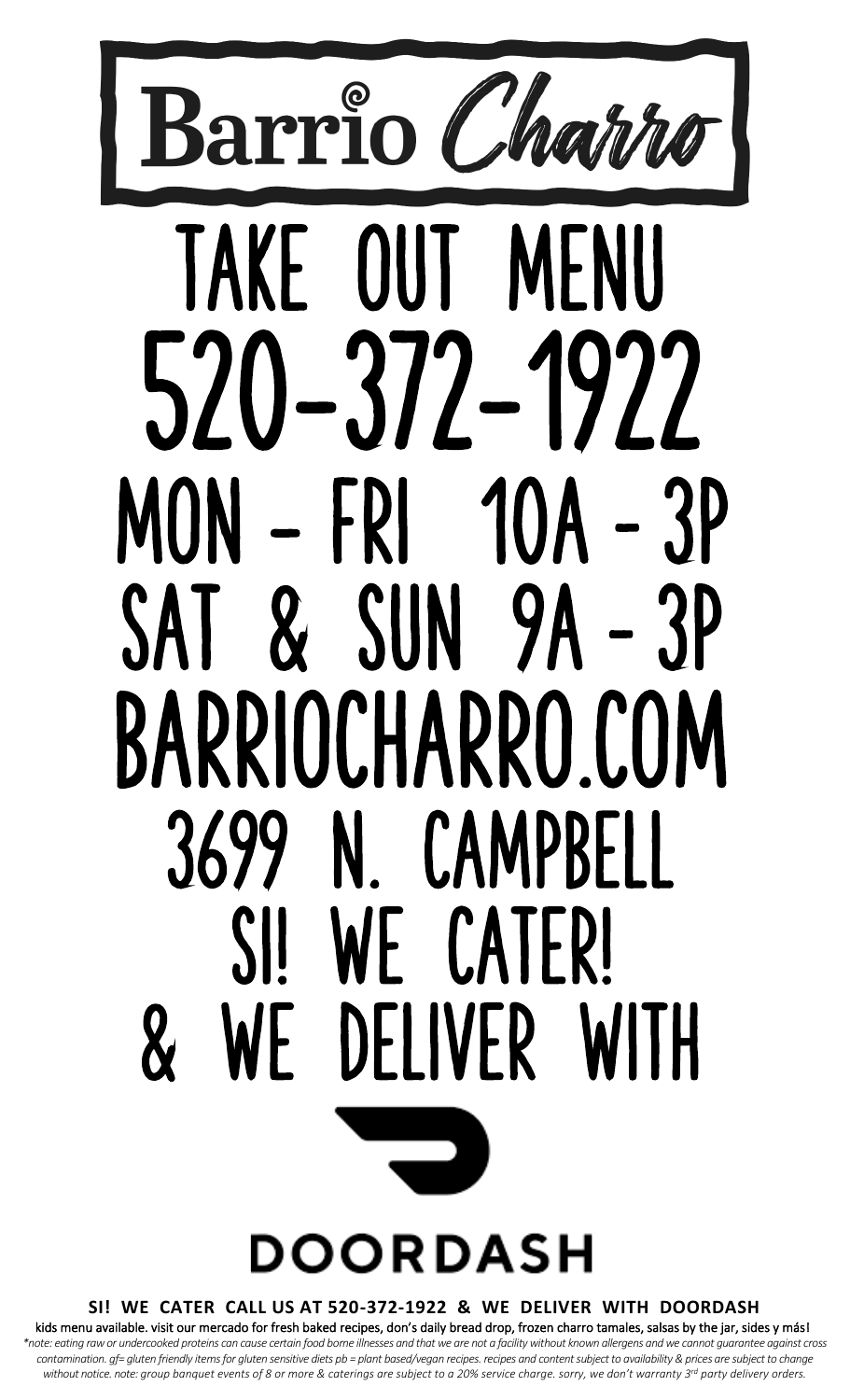# Barrio Charro

# TAKE OUT MENU

# 520-372-1922

## MON - FRI 10A - 3P

## SAT & SUN 9A - 3P

## BARRIOCHARRO.COM

## 3699 N. CAMPBELL

## SI! WE CATER!

## & WE DELIVER WITH

DOORDASH

**SI! WE CATER CALL US AT 520-372-1922 & WE DELIVER WITH DOORDASH**

kids menu available. visit our mercado for fresh baked recipes, don's daily bread drop, frozen charro tamales, salsas by the jar, sides y más!

*\*note: eating raw or undercooked proteins can cause certain food borne illnesses and that we are not a facility without known allergens and we cannot guarantee against cross contamination. gf= gluten friendly items for gluten sensitive diets pb = plant based/vegan recipes. recipes and content subject to availability & prices are subject to change without notice. note: group banquet events of 8 or more & caterings are subject to a 20% service charge. sorry, we don't warranty 3rd party delivery orders.*